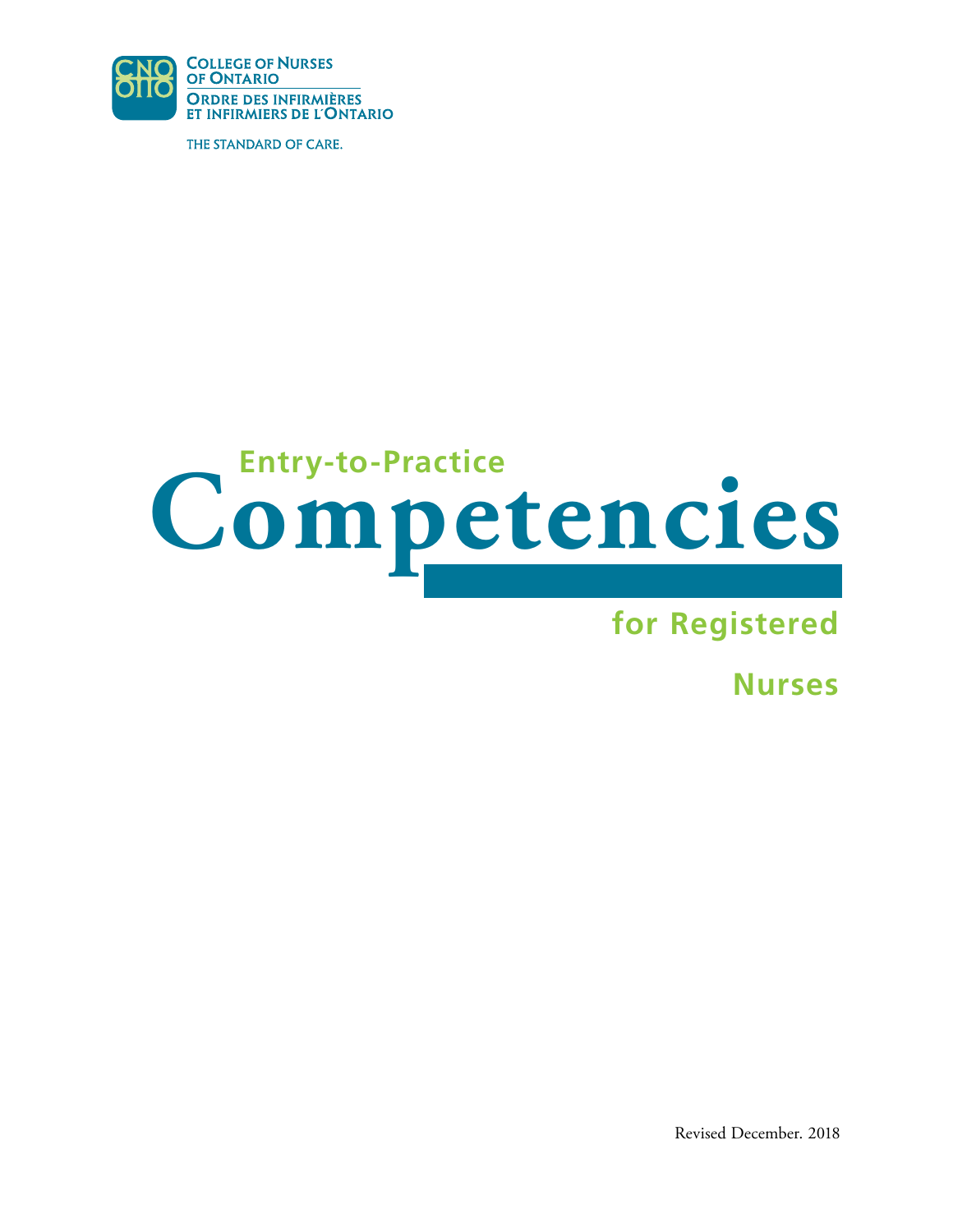College of Nurses of Ontario

Ordre des infirmières et infirmiers de l'Ontario

THE STANDARD OF CARE.

# Entry-to-Practice Competencies for Registered Nurses

Revised December. 2018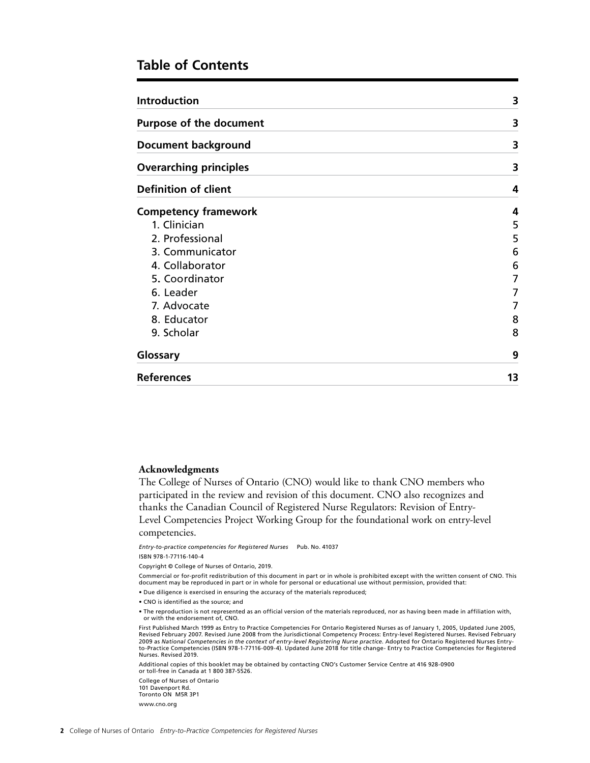## Table of Contents

| | |
|---|---|
| **Introduction** | **3** |
| **Purpose of the document** | **3** |
| **Document background** | **3** |
| **Overarching principles** | **3** |
| **Definition of client** | **4** |
| **Competency framework** | **4** |
| 1. Clinician | 5 |
| 2. Professional | 5 |
| 3. Communicator | 6 |
| 4. Collaborator | 6 |
| 5. Coordinator | 7 |
| 6. Leader | 7 |
| 7. Advocate | 7 |
| 8. Educator | 8 |
| 9. Scholar | 8 |
| **Glossary** | **9** |
| **References** | **13** |

**Acknowledgments**

The College of Nurses of Ontario (CNO) would like to thank CNO members who participated in the review and revision of this document. CNO also recognizes and thanks the Canadian Council of Registered Nurse Regulators: Revision of Entry-Level Competencies Project Working Group for the foundational work on entry-level competencies.

*Entry-to-practice competencies for Registered Nurses* Pub. No. 41037

ISBN 978-1-77116-140-4

Copyright © College of Nurses of Ontario, 2019.

Commercial or for-profit redistribution of this document in part or in whole is prohibited except with the written consent of CNO. This document may be reproduced in part or in whole for personal or educational use without permission, provided that:

- Due diligence is exercised in ensuring the accuracy of the materials reproduced;
- CNO is identified as the source; and
- The reproduction is not represented as an official version of the materials reproduced, nor as having been made in affiliation with, or with the endorsement of, CNO.

First Published March 1999 as Entry to Practice Competencies For Ontario Registered Nurses as of January 1, 2005, Updated June 2005, Revised February 2007. Revised June 2008 from the Jurisdictional Competency Process: Entry-level Registered Nurses. Revised February 2009 as *National Competencies in the context of entry-level Registering Nurse practice*. Adopted for Ontario Registered Nurses Entry-to-Practice Competencies (ISBN 978-1-77116-009-4). Updated June 2018 for title change- Entry to Practice Competencies for Registered Nurses. Revised 2019.

Additional copies of this booklet may be obtained by contacting CNO's Customer Service Centre at 416 928-0900 or toll-free in Canada at 1 800 387-5526.

College of Nurses of Ontario
101 Davenport Rd.
Toronto ON M5R 3P1

www.cno.org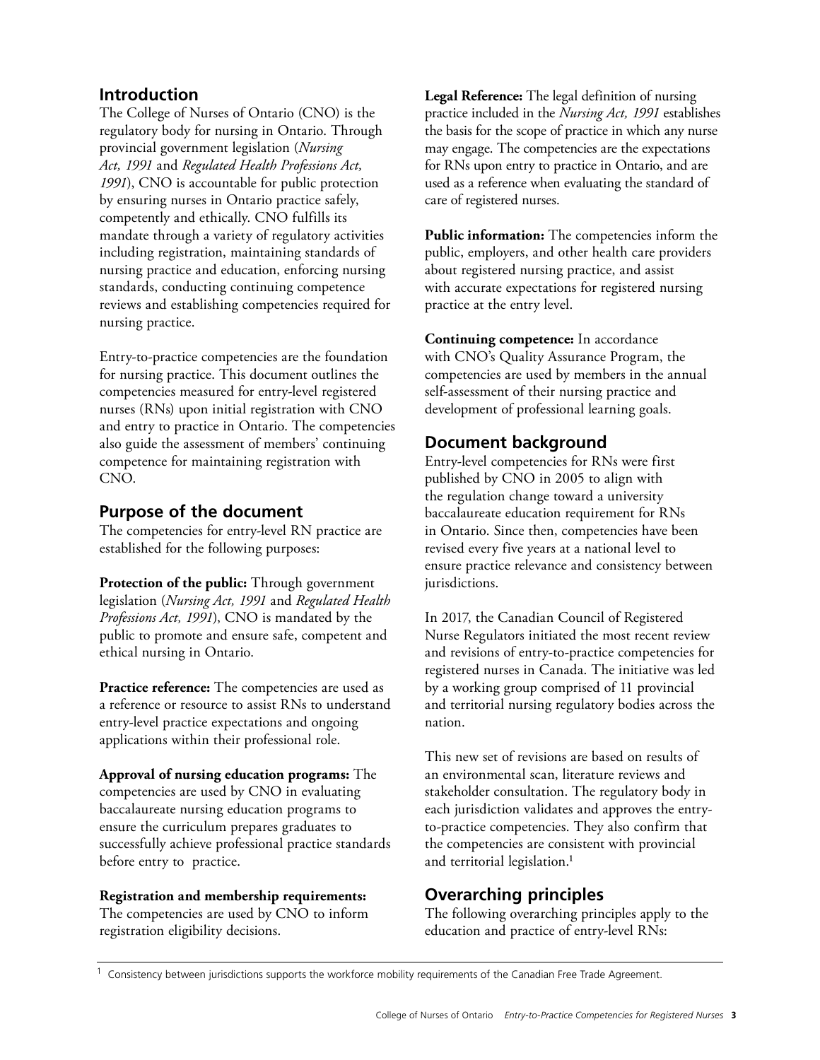## Introduction

The College of Nurses of Ontario (CNO) is the regulatory body for nursing in Ontario. Through provincial government legislation (*Nursing Act, 1991* and *Regulated Health Professions Act, 1991*), CNO is accountable for public protection by ensuring nurses in Ontario practice safely, competently and ethically. CNO fulfills its mandate through a variety of regulatory activities including registration, maintaining standards of nursing practice and education, enforcing nursing standards, conducting continuing competence reviews and establishing competencies required for nursing practice.

Entry-to-practice competencies are the foundation for nursing practice. This document outlines the competencies measured for entry-level registered nurses (RNs) upon initial registration with CNO and entry to practice in Ontario. The competencies also guide the assessment of members' continuing competence for maintaining registration with CNO.

## Purpose of the document

The competencies for entry-level RN practice are established for the following purposes:

**Protection of the public:** Through government legislation (*Nursing Act, 1991* and *Regulated Health Professions Act, 1991*), CNO is mandated by the public to promote and ensure safe, competent and ethical nursing in Ontario.

**Practice reference:** The competencies are used as a reference or resource to assist RNs to understand entry-level practice expectations and ongoing applications within their professional role.

**Approval of nursing education programs:** The competencies are used by CNO in evaluating baccalaureate nursing education programs to ensure the curriculum prepares graduates to successfully achieve professional practice standards before entry to practice.

**Registration and membership requirements:** The competencies are used by CNO to inform registration eligibility decisions.

**Legal Reference:** The legal definition of nursing practice included in the *Nursing Act, 1991* establishes the basis for the scope of practice in which any nurse may engage. The competencies are the expectations for RNs upon entry to practice in Ontario, and are used as a reference when evaluating the standard of care of registered nurses.

**Public information:** The competencies inform the public, employers, and other health care providers about registered nursing practice, and assist with accurate expectations for registered nursing practice at the entry level.

**Continuing competence:** In accordance with CNO's Quality Assurance Program, the competencies are used by members in the annual self-assessment of their nursing practice and development of professional learning goals.

## Document background

Entry-level competencies for RNs were first published by CNO in 2005 to align with the regulation change toward a university baccalaureate education requirement for RNs in Ontario. Since then, competencies have been revised every five years at a national level to ensure practice relevance and consistency between jurisdictions.

In 2017, the Canadian Council of Registered Nurse Regulators initiated the most recent review and revisions of entry-to-practice competencies for registered nurses in Canada. The initiative was led by a working group comprised of 11 provincial and territorial nursing regulatory bodies across the nation.

This new set of revisions are based on results of an environmental scan, literature reviews and stakeholder consultation. The regulatory body in each jurisdiction validates and approves the entry-to-practice competencies. They also confirm that the competencies are consistent with provincial and territorial legislation.[1]

## Overarching principles

The following overarching principles apply to the education and practice of entry-level RNs:

[1] Consistency between jurisdictions supports the workforce mobility requirements of the Canadian Free Trade Agreement.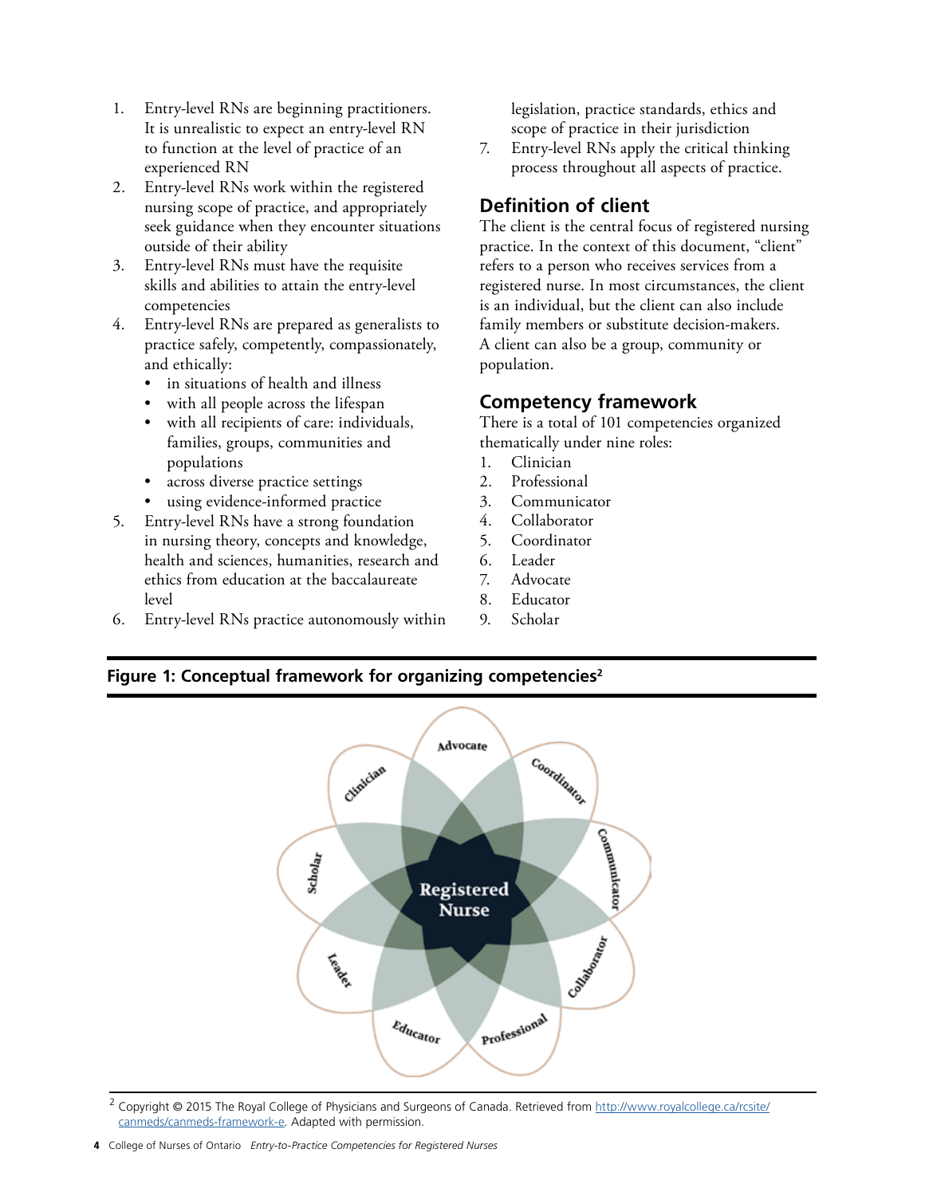1. Entry-level RNs are beginning practitioners. It is unrealistic to expect an entry-level RN to function at the level of practice of an experienced RN
2. Entry-level RNs work within the registered nursing scope of practice, and appropriately seek guidance when they encounter situations outside of their ability
3. Entry-level RNs must have the requisite skills and abilities to attain the entry-level competencies
4. Entry-level RNs are prepared as generalists to practice safely, competently, compassionately, and ethically:
   - in situations of health and illness
   - with all people across the lifespan
   - with all recipients of care: individuals, families, groups, communities and populations
   - across diverse practice settings
   - using evidence-informed practice
5. Entry-level RNs have a strong foundation in nursing theory, concepts and knowledge, health and sciences, humanities, research and ethics from education at the baccalaureate level
6. Entry-level RNs practice autonomously within legislation, practice standards, ethics and scope of practice in their jurisdiction
7. Entry-level RNs apply the critical thinking process throughout all aspects of practice.

## Definition of client

The client is the central focus of registered nursing practice. In the context of this document, "client" refers to a person who receives services from a registered nurse. In most circumstances, the client is an individual, but the client can also include family members or substitute decision-makers. A client can also be a group, community or population.

## Competency framework

There is a total of 101 competencies organized thematically under nine roles:

1. Clinician
2. Professional
3. Communicator
4. Collaborator
5. Coordinator
6. Leader
7. Advocate
8. Educator
9. Scholar

**Figure 1: Conceptual framework for organizing competencies[2]**

[2] Copyright © 2015 The Royal College of Physicians and Surgeons of Canada. Retrieved from http://www.royalcollege.ca/rcsite/canmeds/canmeds-framework-e. Adapted with permission.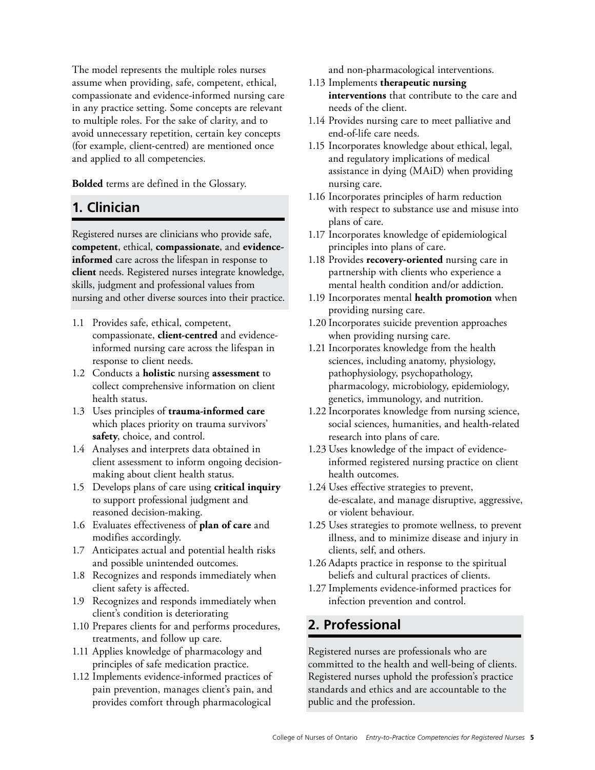The model represents the multiple roles nurses assume when providing, safe, competent, ethical, compassionate and evidence-informed nursing care in any practice setting. Some concepts are relevant to multiple roles. For the sake of clarity, and to avoid unnecessary repetition, certain key concepts (for example, client-centred) are mentioned once and applied to all competencies.

**Bolded** terms are defined in the Glossary.

## 1. Clinician

Registered nurses are clinicians who provide safe, **competent**, ethical, **compassionate**, and **evidence-informed** care across the lifespan in response to **client** needs. Registered nurses integrate knowledge, skills, judgment and professional values from nursing and other diverse sources into their practice.

- 1.1 Provides safe, ethical, competent, compassionate, **client-centred** and evidence-informed nursing care across the lifespan in response to client needs.
- 1.2 Conducts a **holistic** nursing **assessment** to collect comprehensive information on client health status.
- 1.3 Uses principles of **trauma-informed care** which places priority on trauma survivors' **safety**, choice, and control.
- 1.4 Analyses and interprets data obtained in client assessment to inform ongoing decision-making about client health status.
- 1.5 Develops plans of care using **critical inquiry** to support professional judgment and reasoned decision-making.
- 1.6 Evaluates effectiveness of **plan of care** and modifies accordingly.
- 1.7 Anticipates actual and potential health risks and possible unintended outcomes.
- 1.8 Recognizes and responds immediately when client safety is affected.
- 1.9 Recognizes and responds immediately when client's condition is deteriorating
- 1.10 Prepares clients for and performs procedures, treatments, and follow up care.
- 1.11 Applies knowledge of pharmacology and principles of safe medication practice.
- 1.12 Implements evidence-informed practices of pain prevention, manages client's pain, and provides comfort through pharmacological and non-pharmacological interventions.
- 1.13 Implements **therapeutic nursing interventions** that contribute to the care and needs of the client.
- 1.14 Provides nursing care to meet palliative and end-of-life care needs.
- 1.15 Incorporates knowledge about ethical, legal, and regulatory implications of medical assistance in dying (MAiD) when providing nursing care.
- 1.16 Incorporates principles of harm reduction with respect to substance use and misuse into plans of care.
- 1.17 Incorporates knowledge of epidemiological principles into plans of care.
- 1.18 Provides **recovery-oriented** nursing care in partnership with clients who experience a mental health condition and/or addiction.
- 1.19 Incorporates mental **health promotion** when providing nursing care.
- 1.20 Incorporates suicide prevention approaches when providing nursing care.
- 1.21 Incorporates knowledge from the health sciences, including anatomy, physiology, pathophysiology, psychopathology, pharmacology, microbiology, epidemiology, genetics, immunology, and nutrition.
- 1.22 Incorporates knowledge from nursing science, social sciences, humanities, and health-related research into plans of care.
- 1.23 Uses knowledge of the impact of evidence-informed registered nursing practice on client health outcomes.
- 1.24 Uses effective strategies to prevent, de-escalate, and manage disruptive, aggressive, or violent behaviour.
- 1.25 Uses strategies to promote wellness, to prevent illness, and to minimize disease and injury in clients, self, and others.
- 1.26 Adapts practice in response to the spiritual beliefs and cultural practices of clients.
- 1.27 Implements evidence-informed practices for infection prevention and control.

## 2. Professional

Registered nurses are professionals who are committed to the health and well-being of clients. Registered nurses uphold the profession's practice standards and ethics and are accountable to the public and the profession.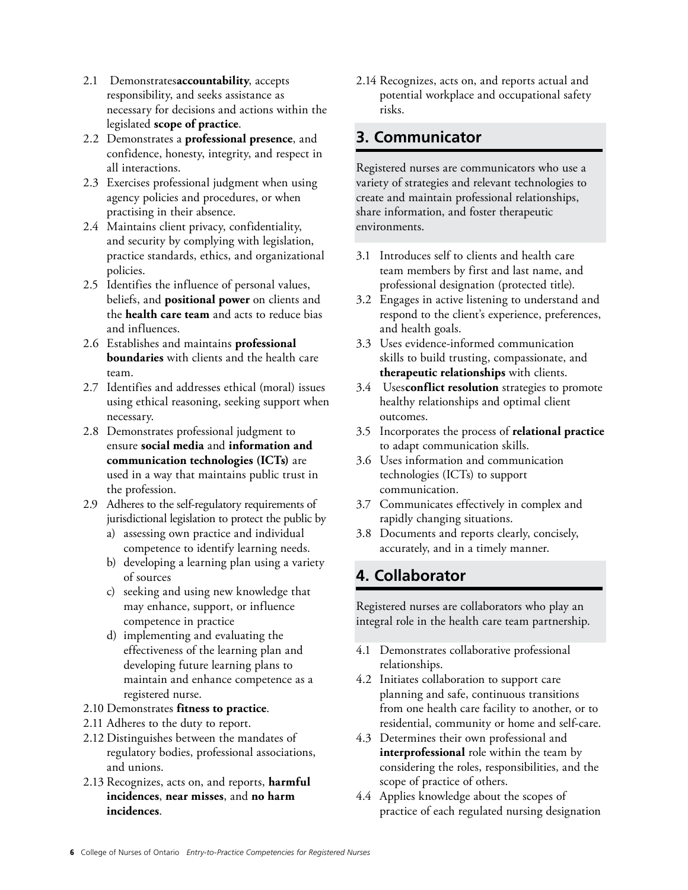2.1 Demonstrates **accountability**, accepts responsibility, and seeks assistance as necessary for decisions and actions within the legislated **scope of practice**.

2.2 Demonstrates a **professional presence**, and confidence, honesty, integrity, and respect in all interactions.

2.3 Exercises professional judgment when using agency policies and procedures, or when practising in their absence.

2.4 Maintains client privacy, confidentiality, and security by complying with legislation, practice standards, ethics, and organizational policies.

2.5 Identifies the influence of personal values, beliefs, and **positional power** on clients and the **health care team** and acts to reduce bias and influences.

2.6 Establishes and maintains **professional boundaries** with clients and the health care team.

2.7 Identifies and addresses ethical (moral) issues using ethical reasoning, seeking support when necessary.

2.8 Demonstrates professional judgment to ensure **social media** and **information and communication technologies (ICTs)** are used in a way that maintains public trust in the profession.

2.9 Adheres to the self-regulatory requirements of jurisdictional legislation to protect the public by
   a) assessing own practice and individual competence to identify learning needs.
   b) developing a learning plan using a variety of sources
   c) seeking and using new knowledge that may enhance, support, or influence competence in practice
   d) implementing and evaluating the effectiveness of the learning plan and developing future learning plans to maintain and enhance competence as a registered nurse.

2.10 Demonstrates **fitness to practice**.

2.11 Adheres to the duty to report.

2.12 Distinguishes between the mandates of regulatory bodies, professional associations, and unions.

2.13 Recognizes, acts on, and reports, **harmful incidences**, **near misses**, and **no harm incidences**.

2.14 Recognizes, acts on, and reports actual and potential workplace and occupational safety risks.

## 3. Communicator

Registered nurses are communicators who use a variety of strategies and relevant technologies to create and maintain professional relationships, share information, and foster therapeutic environments.

3.1 Introduces self to clients and health care team members by first and last name, and professional designation (protected title).

3.2 Engages in active listening to understand and respond to the client's experience, preferences, and health goals.

3.3 Uses evidence-informed communication skills to build trusting, compassionate, and **therapeutic relationships** with clients.

3.4 Uses **conflict resolution** strategies to promote healthy relationships and optimal client outcomes.

3.5 Incorporates the process of **relational practice** to adapt communication skills.

3.6 Uses information and communication technologies (ICTs) to support communication.

3.7 Communicates effectively in complex and rapidly changing situations.

3.8 Documents and reports clearly, concisely, accurately, and in a timely manner.

## 4. Collaborator

Registered nurses are collaborators who play an integral role in the health care team partnership.

4.1 Demonstrates collaborative professional relationships.

4.2 Initiates collaboration to support care planning and safe, continuous transitions from one health care facility to another, or to residential, community or home and self-care.

4.3 Determines their own professional and **interprofessional** role within the team by considering the roles, responsibilities, and the scope of practice of others.

4.4 Applies knowledge about the scopes of practice of each regulated nursing designation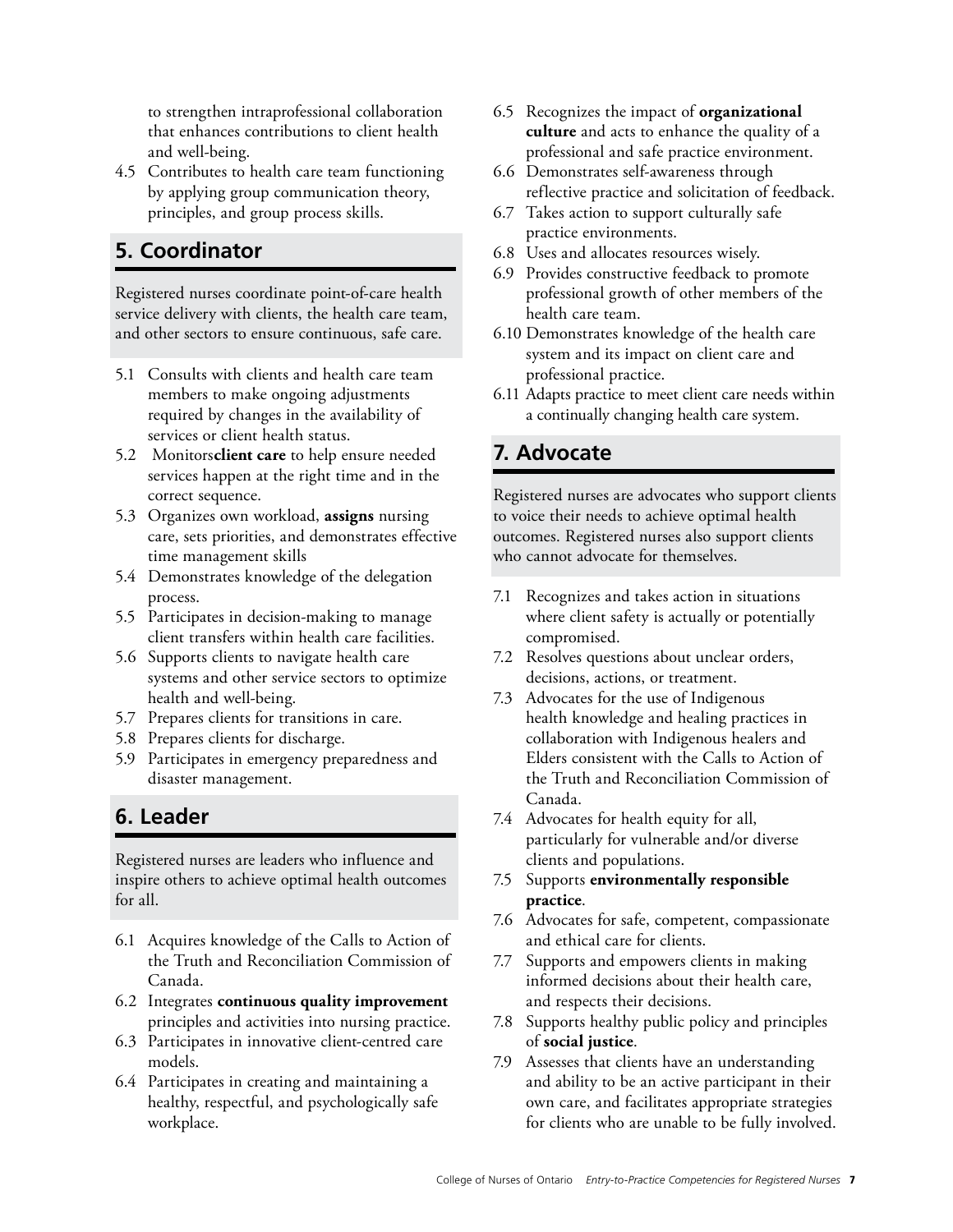to strengthen intraprofessional collaboration that enhances contributions to client health and well-being.

4.5 Contributes to health care team functioning by applying group communication theory, principles, and group process skills.

## 5. Coordinator

Registered nurses coordinate point-of-care health service delivery with clients, the health care team, and other sectors to ensure continuous, safe care.

5.1 Consults with clients and health care team members to make ongoing adjustments required by changes in the availability of services or client health status.

5.2 Monitors **client care** to help ensure needed services happen at the right time and in the correct sequence.

5.3 Organizes own workload, **assigns** nursing care, sets priorities, and demonstrates effective time management skills

5.4 Demonstrates knowledge of the delegation process.

5.5 Participates in decision-making to manage client transfers within health care facilities.

5.6 Supports clients to navigate health care systems and other service sectors to optimize health and well-being.

5.7 Prepares clients for transitions in care.

5.8 Prepares clients for discharge.

5.9 Participates in emergency preparedness and disaster management.

## 6. Leader

Registered nurses are leaders who influence and inspire others to achieve optimal health outcomes for all.

6.1 Acquires knowledge of the Calls to Action of the Truth and Reconciliation Commission of Canada.

6.2 Integrates **continuous quality improvement** principles and activities into nursing practice.

6.3 Participates in innovative client-centred care models.

6.4 Participates in creating and maintaining a healthy, respectful, and psychologically safe workplace.

6.5 Recognizes the impact of **organizational culture** and acts to enhance the quality of a professional and safe practice environment.

6.6 Demonstrates self-awareness through reflective practice and solicitation of feedback.

6.7 Takes action to support culturally safe practice environments.

6.8 Uses and allocates resources wisely.

6.9 Provides constructive feedback to promote professional growth of other members of the health care team.

6.10 Demonstrates knowledge of the health care system and its impact on client care and professional practice.

6.11 Adapts practice to meet client care needs within a continually changing health care system.

## 7. Advocate

Registered nurses are advocates who support clients to voice their needs to achieve optimal health outcomes. Registered nurses also support clients who cannot advocate for themselves.

7.1 Recognizes and takes action in situations where client safety is actually or potentially compromised.

7.2 Resolves questions about unclear orders, decisions, actions, or treatment.

7.3 Advocates for the use of Indigenous health knowledge and healing practices in collaboration with Indigenous healers and Elders consistent with the Calls to Action of the Truth and Reconciliation Commission of Canada.

7.4 Advocates for health equity for all, particularly for vulnerable and/or diverse clients and populations.

7.5 Supports **environmentally responsible practice**.

7.6 Advocates for safe, competent, compassionate and ethical care for clients.

7.7 Supports and empowers clients in making informed decisions about their health care, and respects their decisions.

7.8 Supports healthy public policy and principles of **social justice**.

7.9 Assesses that clients have an understanding and ability to be an active participant in their own care, and facilitates appropriate strategies for clients who are unable to be fully involved.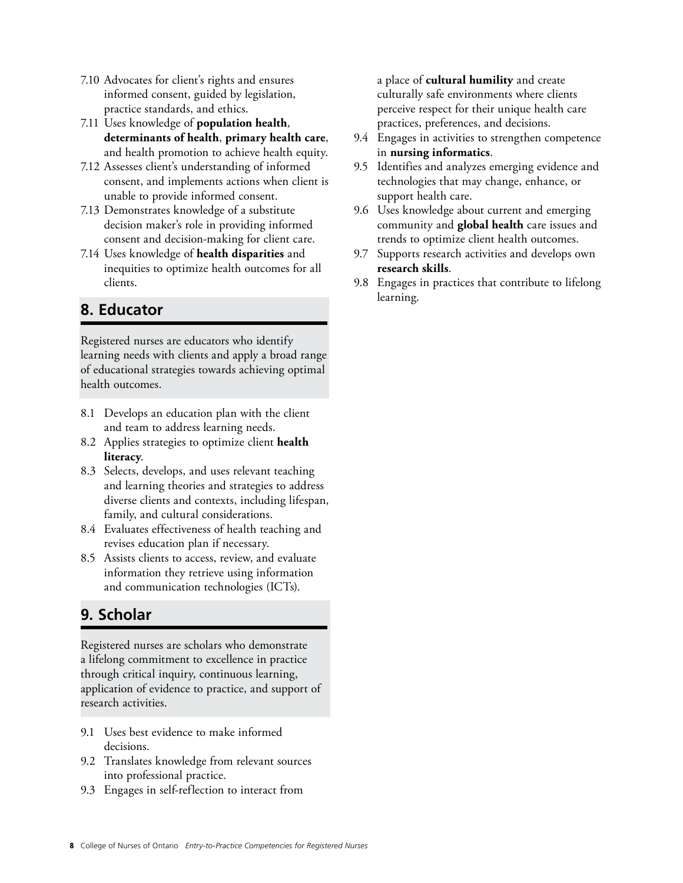7.10 Advocates for client's rights and ensures informed consent, guided by legislation, practice standards, and ethics.
7.11 Uses knowledge of **population health**, **determinants of health**, **primary health care**, and health promotion to achieve health equity.
7.12 Assesses client's understanding of informed consent, and implements actions when client is unable to provide informed consent.
7.13 Demonstrates knowledge of a substitute decision maker's role in providing informed consent and decision-making for client care.
7.14 Uses knowledge of **health disparities** and inequities to optimize health outcomes for all clients.

## 8. Educator

Registered nurses are educators who identify learning needs with clients and apply a broad range of educational strategies towards achieving optimal health outcomes.

8.1 Develops an education plan with the client and team to address learning needs.
8.2 Applies strategies to optimize client **health literacy**.
8.3 Selects, develops, and uses relevant teaching and learning theories and strategies to address diverse clients and contexts, including lifespan, family, and cultural considerations.
8.4 Evaluates effectiveness of health teaching and revises education plan if necessary.
8.5 Assists clients to access, review, and evaluate information they retrieve using information and communication technologies (ICTs).

## 9. Scholar

Registered nurses are scholars who demonstrate a lifelong commitment to excellence in practice through critical inquiry, continuous learning, application of evidence to practice, and support of research activities.

9.1 Uses best evidence to make informed decisions.
9.2 Translates knowledge from relevant sources into professional practice.
9.3 Engages in self-reflection to interact from a place of **cultural humility** and create culturally safe environments where clients perceive respect for their unique health care practices, preferences, and decisions.
9.4 Engages in activities to strengthen competence in **nursing informatics**.
9.5 Identifies and analyzes emerging evidence and technologies that may change, enhance, or support health care.
9.6 Uses knowledge about current and emerging community and **global health** care issues and trends to optimize client health outcomes.
9.7 Supports research activities and develops own **research skills**.
9.8 Engages in practices that contribute to lifelong learning.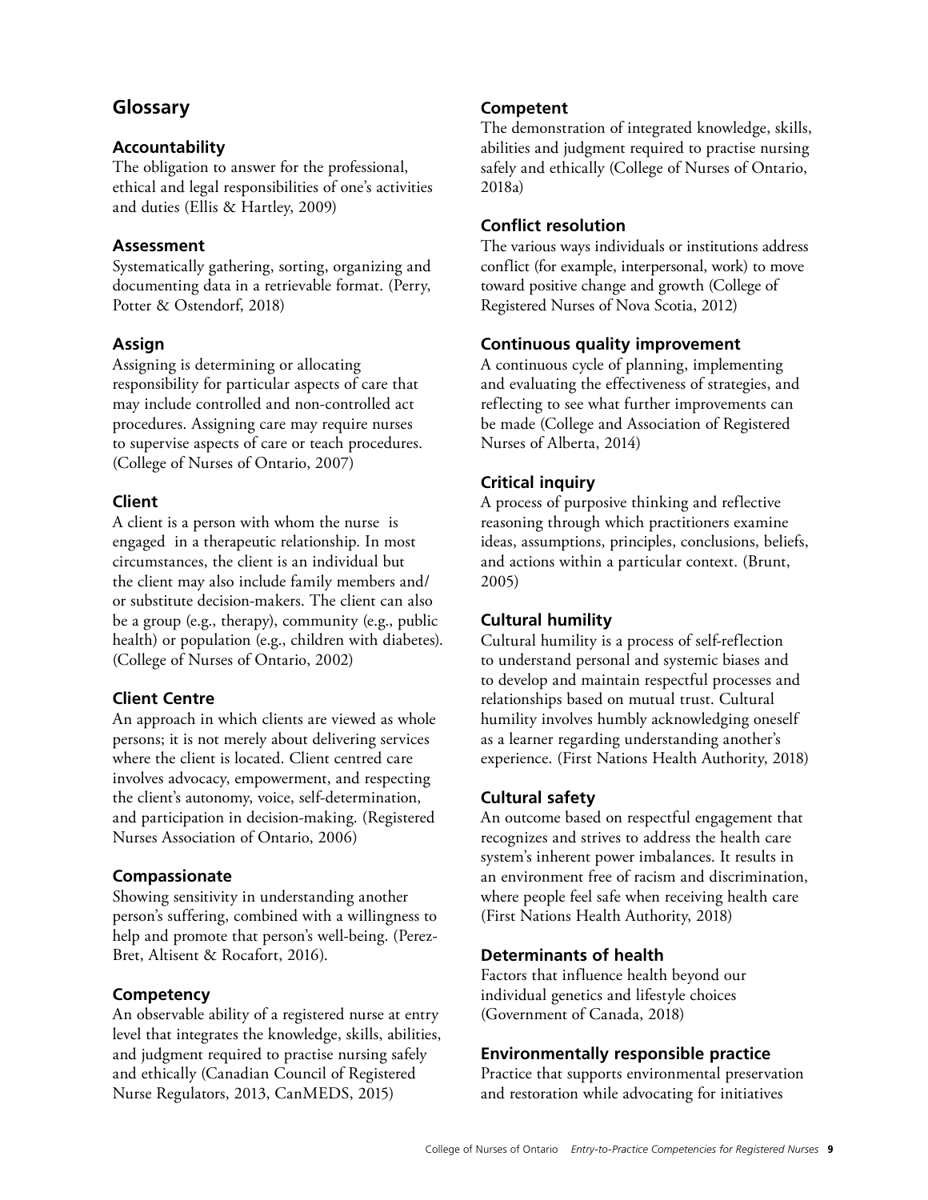## Glossary

### Accountability

The obligation to answer for the professional, ethical and legal responsibilities of one's activities and duties (Ellis & Hartley, 2009)

### Assessment

Systematically gathering, sorting, organizing and documenting data in a retrievable format. (Perry, Potter & Ostendorf, 2018)

### Assign

Assigning is determining or allocating responsibility for particular aspects of care that may include controlled and non-controlled act procedures. Assigning care may require nurses to supervise aspects of care or teach procedures. (College of Nurses of Ontario, 2007)

### Client

A client is a person with whom the nurse is engaged in a therapeutic relationship. In most circumstances, the client is an individual but the client may also include family members and/or substitute decision-makers. The client can also be a group (e.g., therapy), community (e.g., public health) or population (e.g., children with diabetes). (College of Nurses of Ontario, 2002)

### Client Centre

An approach in which clients are viewed as whole persons; it is not merely about delivering services where the client is located. Client centred care involves advocacy, empowerment, and respecting the client's autonomy, voice, self-determination, and participation in decision-making. (Registered Nurses Association of Ontario, 2006)

### Compassionate

Showing sensitivity in understanding another person's suffering, combined with a willingness to help and promote that person's well-being. (Perez-Bret, Altisent & Rocafort, 2016).

### Competency

An observable ability of a registered nurse at entry level that integrates the knowledge, skills, abilities, and judgment required to practise nursing safely and ethically (Canadian Council of Registered Nurse Regulators, 2013, CanMEDS, 2015)

### Competent

The demonstration of integrated knowledge, skills, abilities and judgment required to practise nursing safely and ethically (College of Nurses of Ontario, 2018a)

### Conflict resolution

The various ways individuals or institutions address conflict (for example, interpersonal, work) to move toward positive change and growth (College of Registered Nurses of Nova Scotia, 2012)

### Continuous quality improvement

A continuous cycle of planning, implementing and evaluating the effectiveness of strategies, and reflecting to see what further improvements can be made (College and Association of Registered Nurses of Alberta, 2014)

### Critical inquiry

A process of purposive thinking and reflective reasoning through which practitioners examine ideas, assumptions, principles, conclusions, beliefs, and actions within a particular context. (Brunt, 2005)

### Cultural humility

Cultural humility is a process of self-reflection to understand personal and systemic biases and to develop and maintain respectful processes and relationships based on mutual trust. Cultural humility involves humbly acknowledging oneself as a learner regarding understanding another's experience. (First Nations Health Authority, 2018)

### Cultural safety

An outcome based on respectful engagement that recognizes and strives to address the health care system's inherent power imbalances. It results in an environment free of racism and discrimination, where people feel safe when receiving health care (First Nations Health Authority, 2018)

### Determinants of health

Factors that influence health beyond our individual genetics and lifestyle choices (Government of Canada, 2018)

### Environmentally responsible practice

Practice that supports environmental preservation and restoration while advocating for initiatives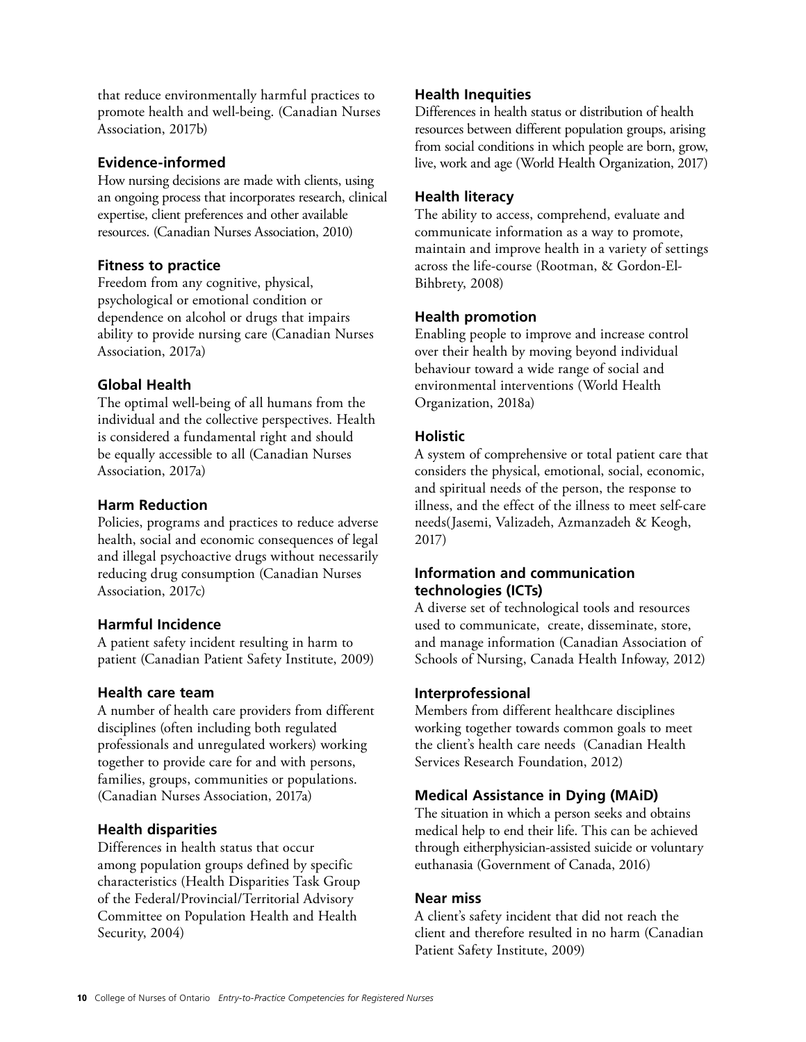that reduce environmentally harmful practices to promote health and well-being. (Canadian Nurses Association, 2017b)

### Evidence-informed

How nursing decisions are made with clients, using an ongoing process that incorporates research, clinical expertise, client preferences and other available resources. (Canadian Nurses Association, 2010)

### Fitness to practice

Freedom from any cognitive, physical, psychological or emotional condition or dependence on alcohol or drugs that impairs ability to provide nursing care (Canadian Nurses Association, 2017a)

### Global Health

The optimal well-being of all humans from the individual and the collective perspectives. Health is considered a fundamental right and should be equally accessible to all (Canadian Nurses Association, 2017a)

### Harm Reduction

Policies, programs and practices to reduce adverse health, social and economic consequences of legal and illegal psychoactive drugs without necessarily reducing drug consumption (Canadian Nurses Association, 2017c)

### Harmful Incidence

A patient safety incident resulting in harm to patient (Canadian Patient Safety Institute, 2009)

### Health care team

A number of health care providers from different disciplines (often including both regulated professionals and unregulated workers) working together to provide care for and with persons, families, groups, communities or populations. (Canadian Nurses Association, 2017a)

### Health disparities

Differences in health status that occur among population groups defined by specific characteristics (Health Disparities Task Group of the Federal/Provincial/Territorial Advisory Committee on Population Health and Health Security, 2004)

### Health Inequities

Differences in health status or distribution of health resources between different population groups, arising from social conditions in which people are born, grow, live, work and age (World Health Organization, 2017)

### Health literacy

The ability to access, comprehend, evaluate and communicate information as a way to promote, maintain and improve health in a variety of settings across the life-course (Rootman, & Gordon-El-Bihbrety, 2008)

### Health promotion

Enabling people to improve and increase control over their health by moving beyond individual behaviour toward a wide range of social and environmental interventions (World Health Organization, 2018a)

### Holistic

A system of comprehensive or total patient care that considers the physical, emotional, social, economic, and spiritual needs of the person, the response to illness, and the effect of the illness to meet self-care needs(Jasemi, Valizadeh, Azmanzadeh & Keogh, 2017)

### Information and communication technologies (ICTs)

A diverse set of technological tools and resources used to communicate, create, disseminate, store, and manage information (Canadian Association of Schools of Nursing, Canada Health Infoway, 2012)

### Interprofessional

Members from different healthcare disciplines working together towards common goals to meet the client's health care needs (Canadian Health Services Research Foundation, 2012)

### Medical Assistance in Dying (MAiD)

The situation in which a person seeks and obtains medical help to end their life. This can be achieved through eitherphysician-assisted suicide or voluntary euthanasia (Government of Canada, 2016)

### Near miss

A client's safety incident that did not reach the client and therefore resulted in no harm (Canadian Patient Safety Institute, 2009)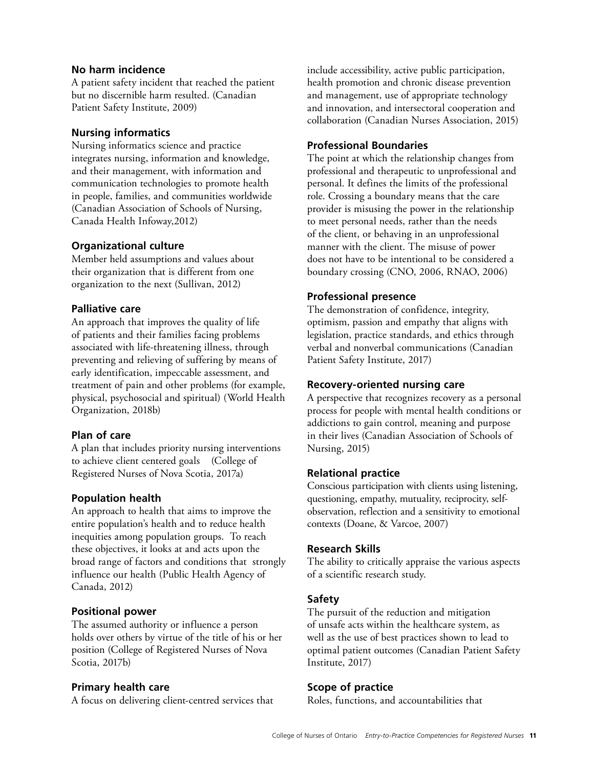### No harm incidence

A patient safety incident that reached the patient but no discernible harm resulted. (Canadian Patient Safety Institute, 2009)

### Nursing informatics

Nursing informatics science and practice integrates nursing, information and knowledge, and their management, with information and communication technologies to promote health in people, families, and communities worldwide (Canadian Association of Schools of Nursing, Canada Health Infoway,2012)

### Organizational culture

Member held assumptions and values about their organization that is different from one organization to the next (Sullivan, 2012)

### Palliative care

An approach that improves the quality of life of patients and their families facing problems associated with life-threatening illness, through preventing and relieving of suffering by means of early identification, impeccable assessment, and treatment of pain and other problems (for example, physical, psychosocial and spiritual) (World Health Organization, 2018b)

### Plan of care

A plan that includes priority nursing interventions to achieve client centered goals (College of Registered Nurses of Nova Scotia, 2017a)

### Population health

An approach to health that aims to improve the entire population's health and to reduce health inequities among population groups. To reach these objectives, it looks at and acts upon the broad range of factors and conditions that strongly influence our health (Public Health Agency of Canada, 2012)

### Positional power

The assumed authority or influence a person holds over others by virtue of the title of his or her position (College of Registered Nurses of Nova Scotia, 2017b)

### Primary health care

A focus on delivering client-centred services that include accessibility, active public participation, health promotion and chronic disease prevention and management, use of appropriate technology and innovation, and intersectoral cooperation and collaboration (Canadian Nurses Association, 2015)

### Professional Boundaries

The point at which the relationship changes from professional and therapeutic to unprofessional and personal. It defines the limits of the professional role. Crossing a boundary means that the care provider is misusing the power in the relationship to meet personal needs, rather than the needs of the client, or behaving in an unprofessional manner with the client. The misuse of power does not have to be intentional to be considered a boundary crossing (CNO, 2006, RNAO, 2006)

### Professional presence

The demonstration of confidence, integrity, optimism, passion and empathy that aligns with legislation, practice standards, and ethics through verbal and nonverbal communications (Canadian Patient Safety Institute, 2017)

### Recovery-oriented nursing care

A perspective that recognizes recovery as a personal process for people with mental health conditions or addictions to gain control, meaning and purpose in their lives (Canadian Association of Schools of Nursing, 2015)

### Relational practice

Conscious participation with clients using listening, questioning, empathy, mutuality, reciprocity, self-observation, reflection and a sensitivity to emotional contexts (Doane, & Varcoe, 2007)

### Research Skills

The ability to critically appraise the various aspects of a scientific research study.

### Safety

The pursuit of the reduction and mitigation of unsafe acts within the healthcare system, as well as the use of best practices shown to lead to optimal patient outcomes (Canadian Patient Safety Institute, 2017)

### Scope of practice

Roles, functions, and accountabilities that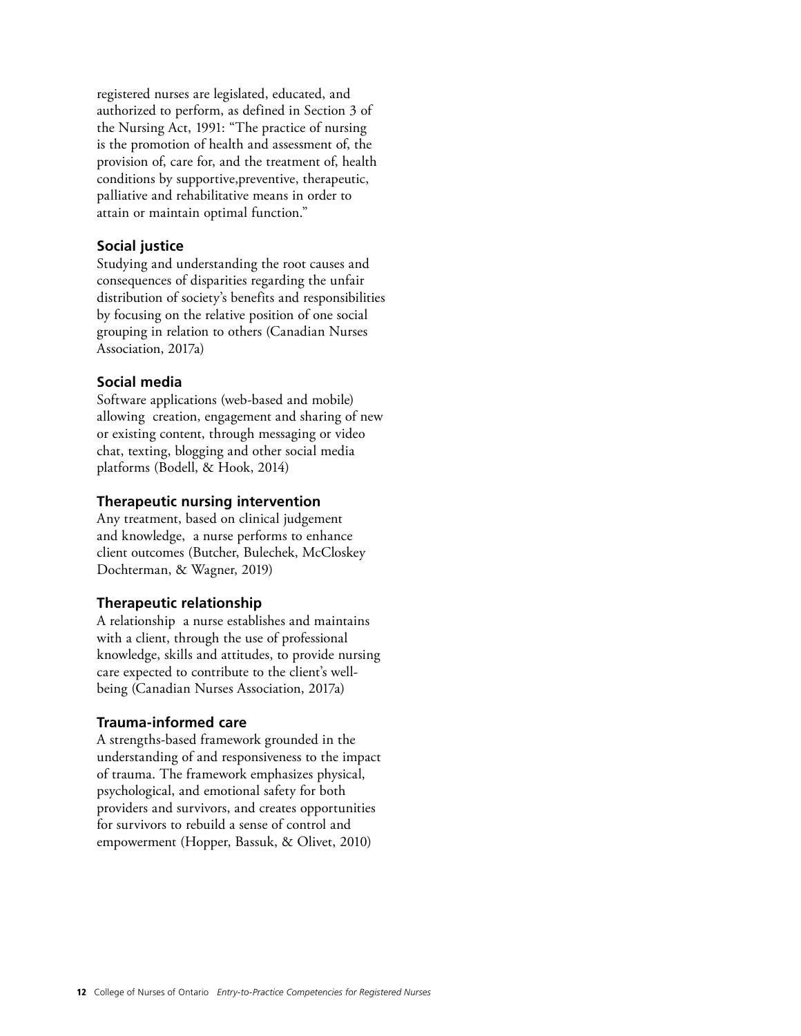registered nurses are legislated, educated, and authorized to perform, as defined in Section 3 of the Nursing Act, 1991: "The practice of nursing is the promotion of health and assessment of, the provision of, care for, and the treatment of, health conditions by supportive,preventive, therapeutic, palliative and rehabilitative means in order to attain or maintain optimal function."

### Social justice

Studying and understanding the root causes and consequences of disparities regarding the unfair distribution of society's benefits and responsibilities by focusing on the relative position of one social grouping in relation to others (Canadian Nurses Association, 2017a)

### Social media

Software applications (web-based and mobile) allowing creation, engagement and sharing of new or existing content, through messaging or video chat, texting, blogging and other social media platforms (Bodell, & Hook, 2014)

### Therapeutic nursing intervention

Any treatment, based on clinical judgement and knowledge, a nurse performs to enhance client outcomes (Butcher, Bulechek, McCloskey Dochterman, & Wagner, 2019)

### Therapeutic relationship

A relationship a nurse establishes and maintains with a client, through the use of professional knowledge, skills and attitudes, to provide nursing care expected to contribute to the client's well-being (Canadian Nurses Association, 2017a)

### Trauma-informed care

A strengths-based framework grounded in the understanding of and responsiveness to the impact of trauma. The framework emphasizes physical, psychological, and emotional safety for both providers and survivors, and creates opportunities for survivors to rebuild a sense of control and empowerment (Hopper, Bassuk, & Olivet, 2010)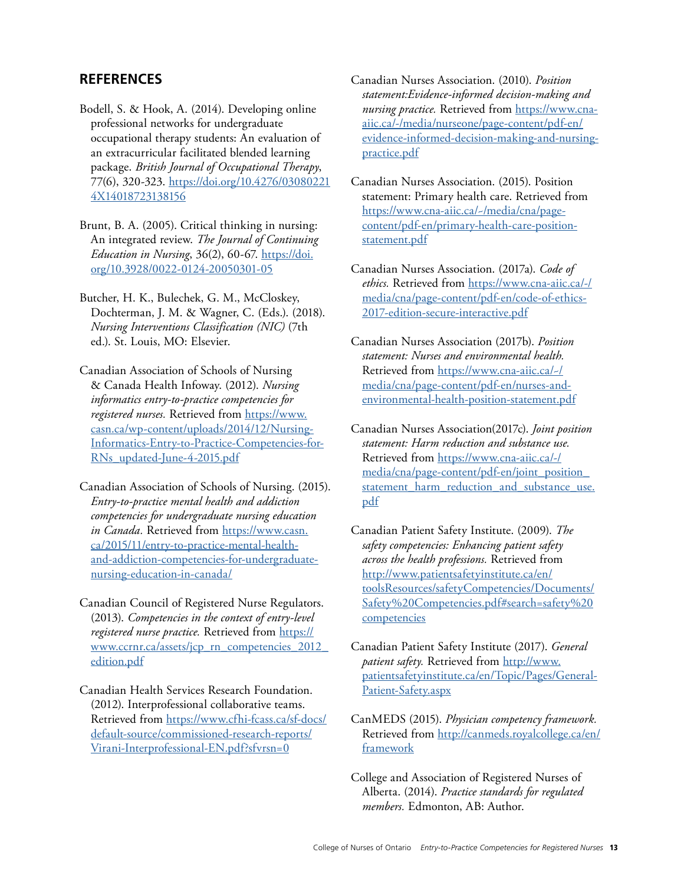## REFERENCES

Bodell, S. & Hook, A. (2014). Developing online professional networks for undergraduate occupational therapy students: An evaluation of an extracurricular facilitated blended learning package. *British Journal of Occupational Therapy*, 77(6), 320-323. https://doi.org/10.4276/030802214X14018723138156

Brunt, B. A. (2005). Critical thinking in nursing: An integrated review. *The Journal of Continuing Education in Nursing*, 36(2), 60-67. https://doi.org/10.3928/0022-0124-20050301-05

Butcher, H. K., Bulechek, G. M., McCloskey, Dochterman, J. M. & Wagner, C. (Eds.). (2018). *Nursing Interventions Classification (NIC)* (7th ed.). St. Louis, MO: Elsevier.

Canadian Association of Schools of Nursing & Canada Health Infoway. (2012). *Nursing informatics entry-to-practice competencies for registered nurses.* Retrieved from https://www.casn.ca/wp-content/uploads/2014/12/Nursing-Informatics-Entry-to-Practice-Competencies-for-RNs_updated-June-4-2015.pdf

Canadian Association of Schools of Nursing. (2015). *Entry-to-practice mental health and addiction competencies for undergraduate nursing education in Canada.* Retrieved from https://www.casn.ca/2015/11/entry-to-practice-mental-health-and-addiction-competencies-for-undergraduate-nursing-education-in-canada/

Canadian Council of Registered Nurse Regulators. (2013). *Competencies in the context of entry-level registered nurse practice.* Retrieved from https://www.ccrnr.ca/assets/jcp_rn_competencies_2012_edition.pdf

Canadian Health Services Research Foundation. (2012). Interprofessional collaborative teams. Retrieved from https://www.cfhi-fcass.ca/sf-docs/default-source/commissioned-research-reports/Virani-Interprofessional-EN.pdf?sfvrsn=0

Canadian Nurses Association. (2010). *Position statement:Evidence-informed decision-making and nursing practice.* Retrieved from https://www.cna-aiic.ca/-/media/nurseone/page-content/pdf-en/evidence-informed-decision-making-and-nursing-practice.pdf

Canadian Nurses Association. (2015). Position statement: Primary health care. Retrieved from https://www.cna-aiic.ca/-/media/cna/page-content/pdf-en/primary-health-care-position-statement.pdf

Canadian Nurses Association. (2017a). *Code of ethics.* Retrieved from https://www.cna-aiic.ca/-/media/cna/page-content/pdf-en/code-of-ethics-2017-edition-secure-interactive.pdf

Canadian Nurses Association (2017b). *Position statement: Nurses and environmental health.* Retrieved from https://www.cna-aiic.ca/-/media/cna/page-content/pdf-en/nurses-and-environmental-health-position-statement.pdf

Canadian Nurses Association(2017c). *Joint position statement: Harm reduction and substance use.* Retrieved from https://www.cna-aiic.ca/-/media/cna/page-content/pdf-en/joint_position_statement_harm_reduction_and_substance_use.pdf

Canadian Patient Safety Institute. (2009). *The safety competencies: Enhancing patient safety across the health professions.* Retrieved from http://www.patientsafetyinstitute.ca/en/toolsResources/safetyCompetencies/Documents/Safety%20Competencies.pdf#search=safety%20competencies

Canadian Patient Safety Institute (2017). *General patient safety.* Retrieved from http://www.patientsafetyinstitute.ca/en/Topic/Pages/General-Patient-Safety.aspx

CanMEDS (2015). *Physician competency framework.* Retrieved from http://canmeds.royalcollege.ca/en/framework

College and Association of Registered Nurses of Alberta. (2014). *Practice standards for regulated members.* Edmonton, AB: Author.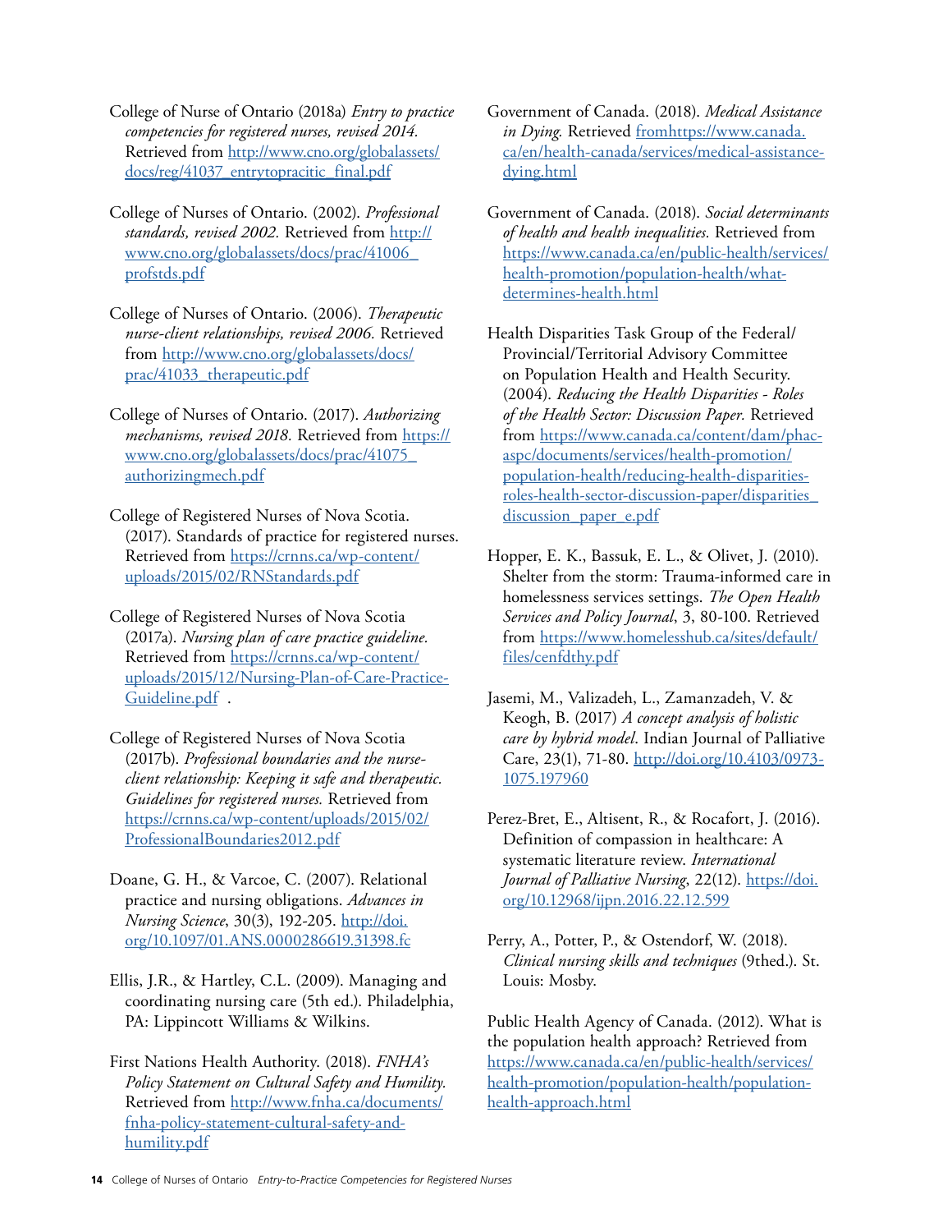College of Nurse of Ontario (2018a) *Entry to practice competencies for registered nurses, revised 2014.* Retrieved from http://www.cno.org/globalassets/docs/reg/41037_entrytopracitic_final.pdf

College of Nurses of Ontario. (2002). *Professional standards, revised 2002.* Retrieved from http://www.cno.org/globalassets/docs/prac/41006_profstds.pdf

College of Nurses of Ontario. (2006). *Therapeutic nurse-client relationships, revised 2006.* Retrieved from http://www.cno.org/globalassets/docs/prac/41033_therapeutic.pdf

College of Nurses of Ontario. (2017). *Authorizing mechanisms, revised 2018.* Retrieved from https://www.cno.org/globalassets/docs/prac/41075_authorizingmech.pdf

College of Registered Nurses of Nova Scotia. (2017). Standards of practice for registered nurses. Retrieved from https://crnns.ca/wp-content/uploads/2015/02/RNStandards.pdf

College of Registered Nurses of Nova Scotia (2017a). *Nursing plan of care practice guideline.* Retrieved from https://crnns.ca/wp-content/uploads/2015/12/Nursing-Plan-of-Care-Practice-Guideline.pdf .

College of Registered Nurses of Nova Scotia (2017b). *Professional boundaries and the nurse-client relationship: Keeping it safe and therapeutic. Guidelines for registered nurses.* Retrieved from https://crnns.ca/wp-content/uploads/2015/02/ProfessionalBoundaries2012.pdf

Doane, G. H., & Varcoe, C. (2007). Relational practice and nursing obligations. *Advances in Nursing Science*, 30(3), 192-205. http://doi.org/10.1097/01.ANS.0000286619.31398.fc

Ellis, J.R., & Hartley, C.L. (2009). Managing and coordinating nursing care (5th ed.). Philadelphia, PA: Lippincott Williams & Wilkins.

First Nations Health Authority. (2018). *FNHA's Policy Statement on Cultural Safety and Humility.* Retrieved from http://www.fnha.ca/documents/fnha-policy-statement-cultural-safety-and-humility.pdf

Government of Canada. (2018). *Medical Assistance in Dying.* Retrieved fromhttps://www.canada.ca/en/health-canada/services/medical-assistance-dying.html

Government of Canada. (2018). *Social determinants of health and health inequalities.* Retrieved from https://www.canada.ca/en/public-health/services/health-promotion/population-health/what-determines-health.html

Health Disparities Task Group of the Federal/Provincial/Territorial Advisory Committee on Population Health and Health Security. (2004). *Reducing the Health Disparities - Roles of the Health Sector: Discussion Paper.* Retrieved from https://www.canada.ca/content/dam/phac-aspc/documents/services/health-promotion/population-health/reducing-health-disparities-roles-health-sector-discussion-paper/disparities_discussion_paper_e.pdf

Hopper, E. K., Bassuk, E. L., & Olivet, J. (2010). Shelter from the storm: Trauma-informed care in homelessness services settings. *The Open Health Services and Policy Journal*, 3, 80-100. Retrieved from https://www.homelesshub.ca/sites/default/files/cenfdthy.pdf

Jasemi, M., Valizadeh, L., Zamanzadeh, V. & Keogh, B. (2017) *A concept analysis of holistic care by hybrid model*. Indian Journal of Palliative Care, 23(1), 71-80. http://doi.org/10.4103/0973-1075.197960

Perez-Bret, E., Altisent, R., & Rocafort, J. (2016). Definition of compassion in healthcare: A systematic literature review. *International Journal of Palliative Nursing*, 22(12). https://doi.org/10.12968/ijpn.2016.22.12.599

Perry, A., Potter, P., & Ostendorf, W. (2018). *Clinical nursing skills and techniques* (9thed.). St. Louis: Mosby.

Public Health Agency of Canada. (2012). What is the population health approach? Retrieved from https://www.canada.ca/en/public-health/services/health-promotion/population-health/population-health-approach.html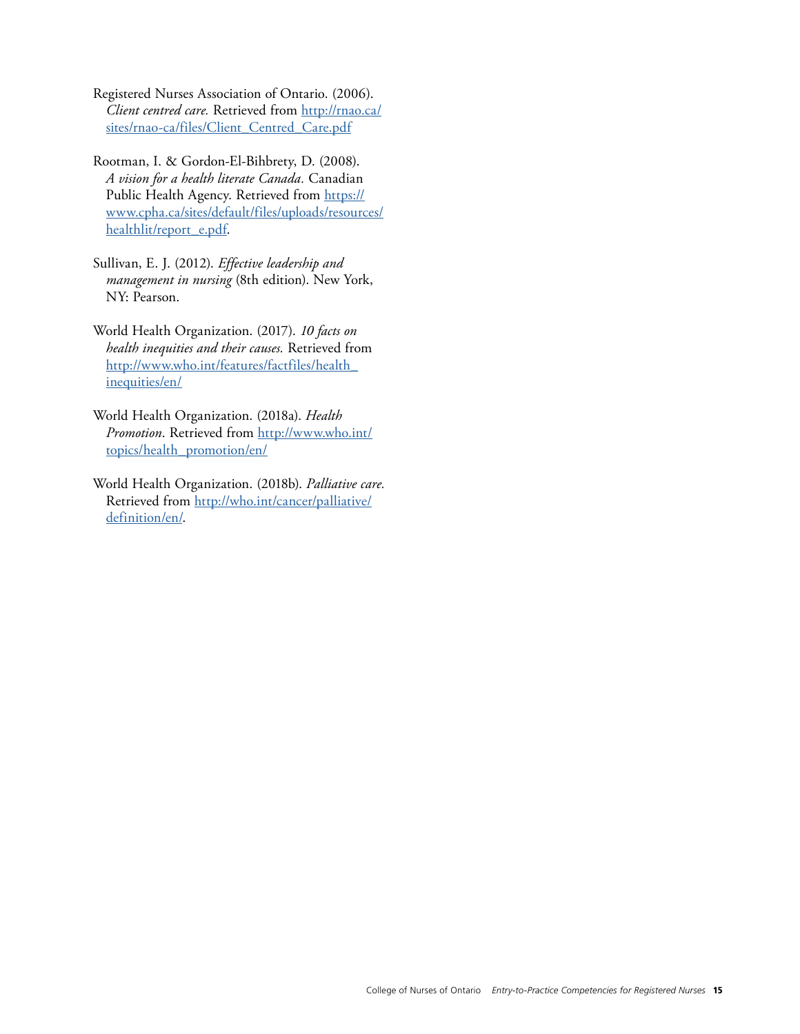Registered Nurses Association of Ontario. (2006). *Client centred care.* Retrieved from [http://rnao.ca/sites/rnao-ca/files/Client_Centred_Care.pdf](http://rnao.ca/sites/rnao-ca/files/Client_Centred_Care.pdf)

Rootman, I. & Gordon-El-Bihbrety, D. (2008). *A vision for a health literate Canada.* Canadian Public Health Agency. Retrieved from [https://www.cpha.ca/sites/default/files/uploads/resources/healthlit/report_e.pdf](https://www.cpha.ca/sites/default/files/uploads/resources/healthlit/report_e.pdf).

Sullivan, E. J. (2012). *Effective leadership and management in nursing* (8th edition). New York, NY: Pearson.

World Health Organization. (2017). *10 facts on health inequities and their causes.* Retrieved from [http://www.who.int/features/factfiles/health_inequities/en/](http://www.who.int/features/factfiles/health_inequities/en/)

World Health Organization. (2018a). *Health Promotion*. Retrieved from [http://www.who.int/topics/health_promotion/en/](http://www.who.int/topics/health_promotion/en/)

World Health Organization. (2018b). *Palliative care.* Retrieved from [http://who.int/cancer/palliative/definition/en/](http://who.int/cancer/palliative/definition/en/).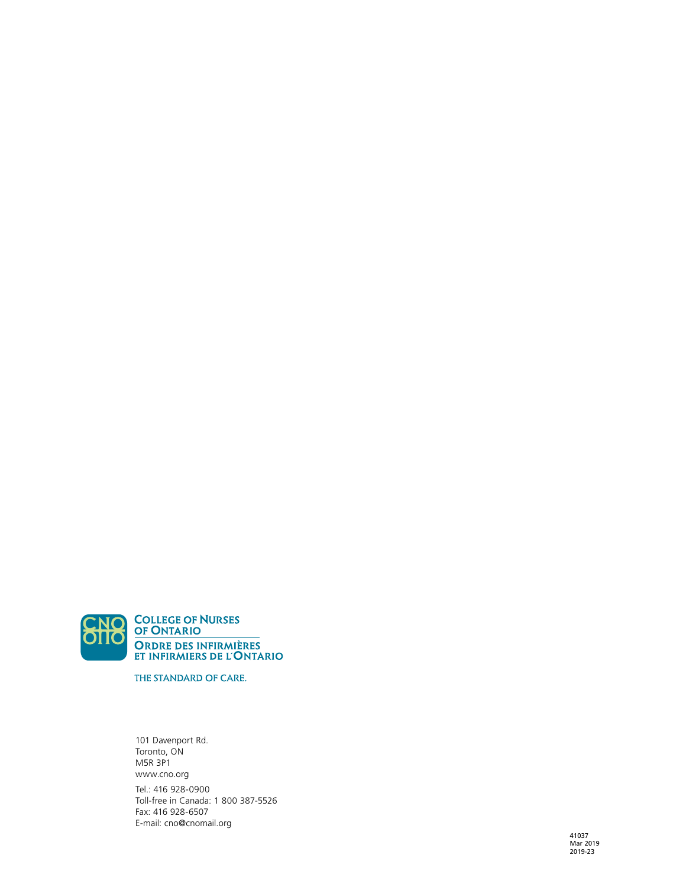COLLEGE OF NURSES
OF ONTARIO

ORDRE DES INFIRMIÈRES
ET INFIRMIERS DE L'ONTARIO

THE STANDARD OF CARE.

101 Davenport Rd.
Toronto, ON
M5R 3P1
www.cno.org

Tel.: 416 928-0900
Toll-free in Canada: 1 800 387-5526
Fax: 416 928-6507
E-mail: cno@cnomail.org

41037
Mar 2019
2019-23